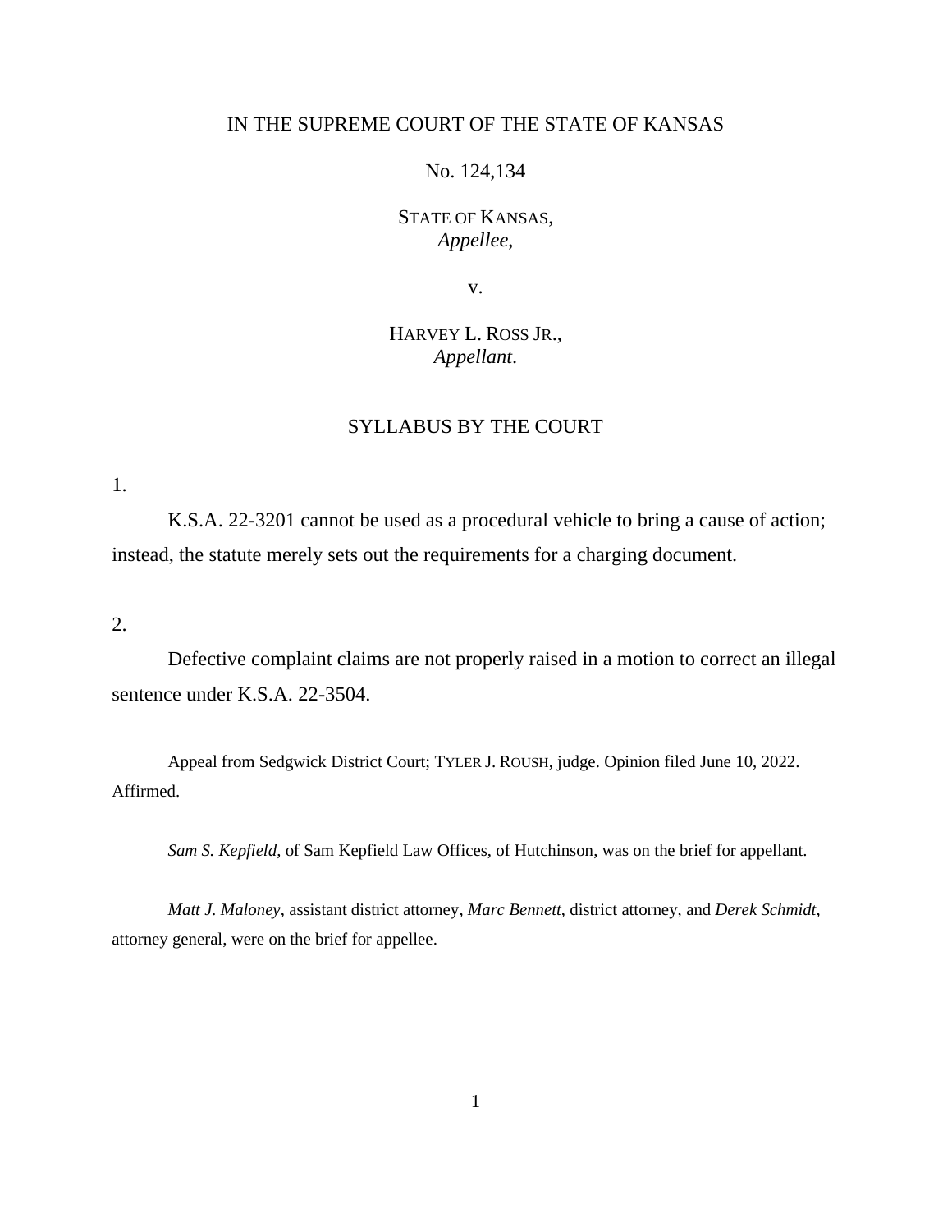IN THE SUPREME COURT OF THE STATE OF KANSAS

No. 124,134

STATE OF KANSAS,
*Appellee*,

v.

HARVEY L. ROSS JR.,
*Appellant*.

SYLLABUS BY THE COURT

1.

K.S.A. 22-3201 cannot be used as a procedural vehicle to bring a cause of action; instead, the statute merely sets out the requirements for a charging document.

2.

Defective complaint claims are not properly raised in a motion to correct an illegal sentence under K.S.A. 22-3504.

Appeal from Sedgwick District Court; TYLER J. ROUSH, judge. Opinion filed June 10, 2022. Affirmed.

*Sam S. Kepfield*, of Sam Kepfield Law Offices, of Hutchinson, was on the brief for appellant.

*Matt J. Maloney*, assistant district attorney, *Marc Bennett*, district attorney, and *Derek Schmidt*, attorney general, were on the brief for appellee.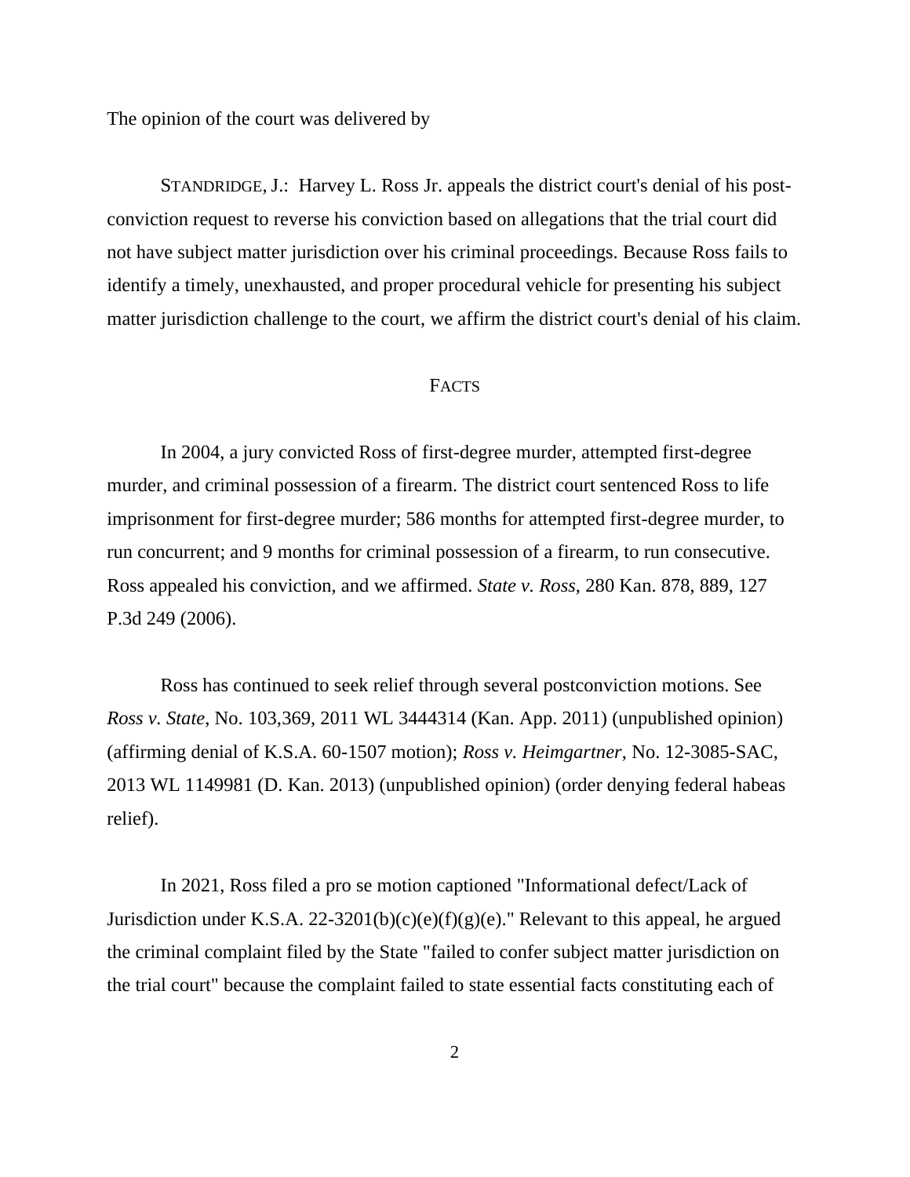The opinion of the court was delivered by

STANDRIDGE, J.: Harvey L. Ross Jr. appeals the district court's denial of his post-conviction request to reverse his conviction based on allegations that the trial court did not have subject matter jurisdiction over his criminal proceedings. Because Ross fails to identify a timely, unexhausted, and proper procedural vehicle for presenting his subject matter jurisdiction challenge to the court, we affirm the district court's denial of his claim.

## FACTS

In 2004, a jury convicted Ross of first-degree murder, attempted first-degree murder, and criminal possession of a firearm. The district court sentenced Ross to life imprisonment for first-degree murder; 586 months for attempted first-degree murder, to run concurrent; and 9 months for criminal possession of a firearm, to run consecutive. Ross appealed his conviction, and we affirmed. *State v. Ross*, 280 Kan. 878, 889, 127 P.3d 249 (2006).

Ross has continued to seek relief through several postconviction motions. See *Ross v. State*, No. 103,369, 2011 WL 3444314 (Kan. App. 2011) (unpublished opinion) (affirming denial of K.S.A. 60-1507 motion); *Ross v. Heimgartner*, No. 12-3085-SAC, 2013 WL 1149981 (D. Kan. 2013) (unpublished opinion) (order denying federal habeas relief).

In 2021, Ross filed a pro se motion captioned "Informational defect/Lack of Jurisdiction under K.S.A. 22-3201(b)(c)(e)(f)(g)(e)." Relevant to this appeal, he argued the criminal complaint filed by the State "failed to confer subject matter jurisdiction on the trial court" because the complaint failed to state essential facts constituting each of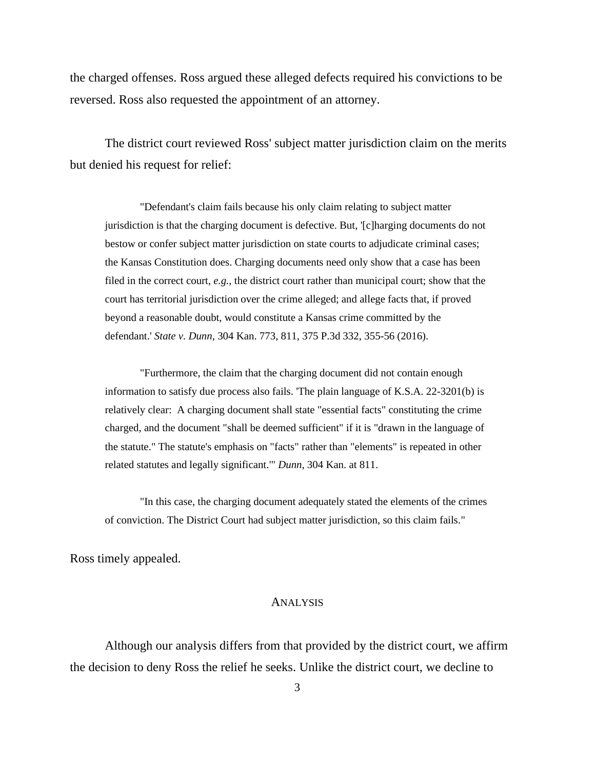the charged offenses. Ross argued these alleged defects required his convictions to be reversed. Ross also requested the appointment of an attorney.

The district court reviewed Ross' subject matter jurisdiction claim on the merits but denied his request for relief:

> "Defendant's claim fails because his only claim relating to subject matter jurisdiction is that the charging document is defective. But, '[c]harging documents do not bestow or confer subject matter jurisdiction on state courts to adjudicate criminal cases; the Kansas Constitution does. Charging documents need only show that a case has been filed in the correct court, *e.g.*, the district court rather than municipal court; show that the court has territorial jurisdiction over the crime alleged; and allege facts that, if proved beyond a reasonable doubt, would constitute a Kansas crime committed by the defendant.' *State v. Dunn*, 304 Kan. 773, 811, 375 P.3d 332, 355-56 (2016).
>
> "Furthermore, the claim that the charging document did not contain enough information to satisfy due process also fails. 'The plain language of K.S.A. 22-3201(b) is relatively clear: A charging document shall state "essential facts" constituting the crime charged, and the document "shall be deemed sufficient" if it is "drawn in the language of the statute." The statute's emphasis on "facts" rather than "elements" is repeated in other related statutes and legally significant.'" *Dunn*, 304 Kan. at 811.
>
> "In this case, the charging document adequately stated the elements of the crimes of conviction. The District Court had subject matter jurisdiction, so this claim fails."

Ross timely appealed.

## ANALYSIS

Although our analysis differs from that provided by the district court, we affirm the decision to deny Ross the relief he seeks. Unlike the district court, we decline to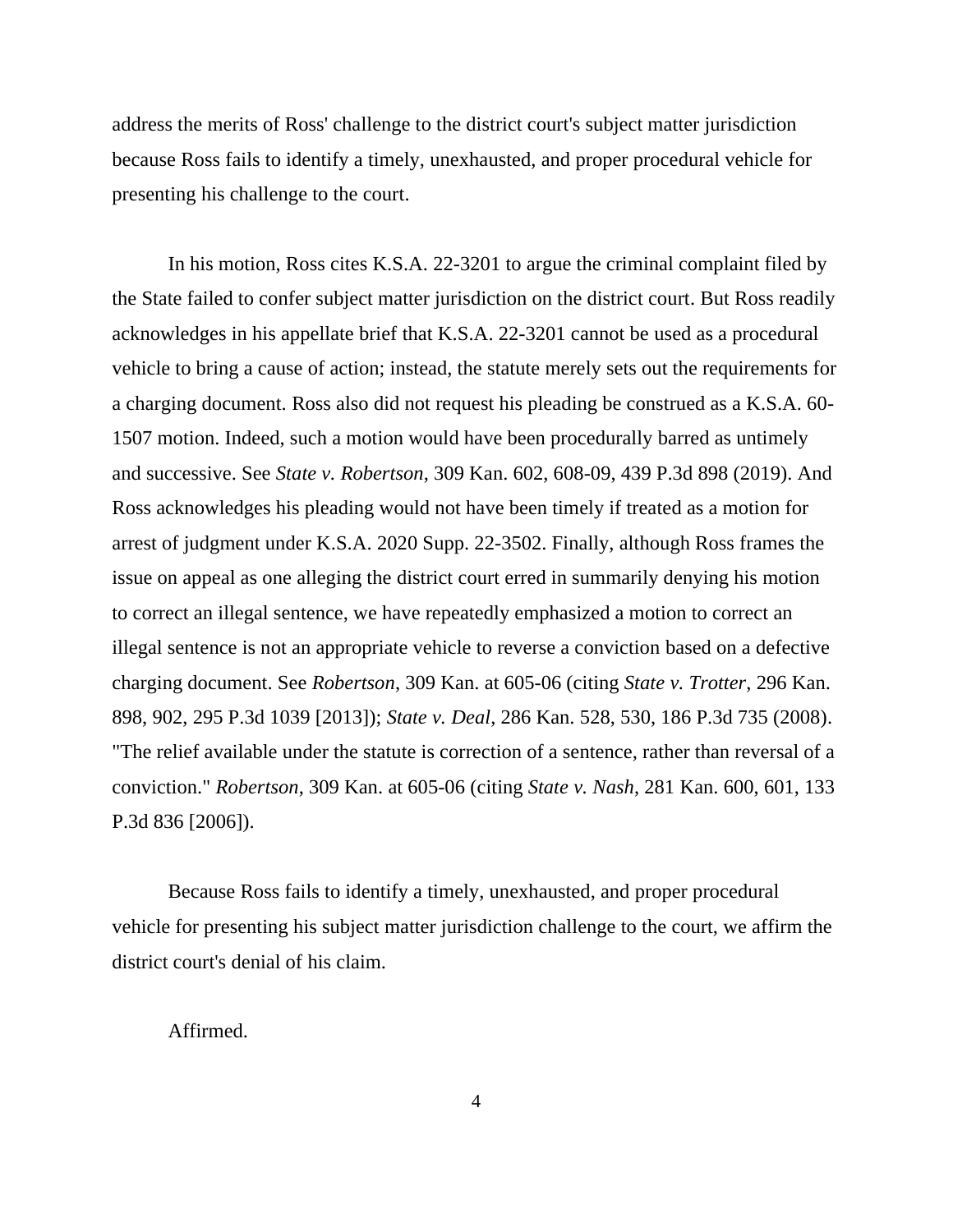address the merits of Ross' challenge to the district court's subject matter jurisdiction because Ross fails to identify a timely, unexhausted, and proper procedural vehicle for presenting his challenge to the court.

In his motion, Ross cites K.S.A. 22-3201 to argue the criminal complaint filed by the State failed to confer subject matter jurisdiction on the district court. But Ross readily acknowledges in his appellate brief that K.S.A. 22-3201 cannot be used as a procedural vehicle to bring a cause of action; instead, the statute merely sets out the requirements for a charging document. Ross also did not request his pleading be construed as a K.S.A. 60-1507 motion. Indeed, such a motion would have been procedurally barred as untimely and successive. See *State v. Robertson*, 309 Kan. 602, 608-09, 439 P.3d 898 (2019). And Ross acknowledges his pleading would not have been timely if treated as a motion for arrest of judgment under K.S.A. 2020 Supp. 22-3502. Finally, although Ross frames the issue on appeal as one alleging the district court erred in summarily denying his motion to correct an illegal sentence, we have repeatedly emphasized a motion to correct an illegal sentence is not an appropriate vehicle to reverse a conviction based on a defective charging document. See *Robertson*, 309 Kan. at 605-06 (citing *State v. Trotter*, 296 Kan. 898, 902, 295 P.3d 1039 [2013]); *State v. Deal*, 286 Kan. 528, 530, 186 P.3d 735 (2008). "The relief available under the statute is correction of a sentence, rather than reversal of a conviction." *Robertson*, 309 Kan. at 605-06 (citing *State v. Nash*, 281 Kan. 600, 601, 133 P.3d 836 [2006]).

Because Ross fails to identify a timely, unexhausted, and proper procedural vehicle for presenting his subject matter jurisdiction challenge to the court, we affirm the district court's denial of his claim.

Affirmed.